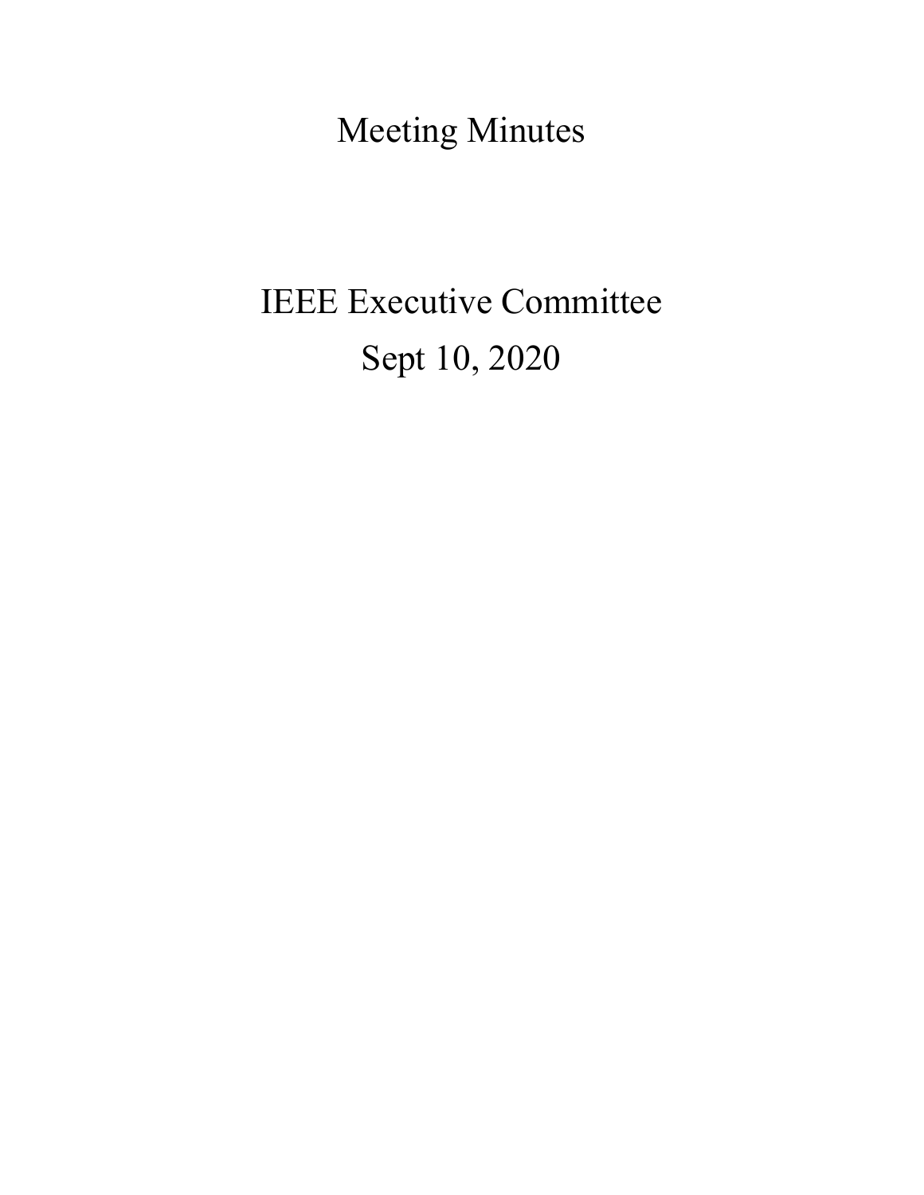# Meeting Minutes

## IEEE Executive Committee

## Sept 10, 2020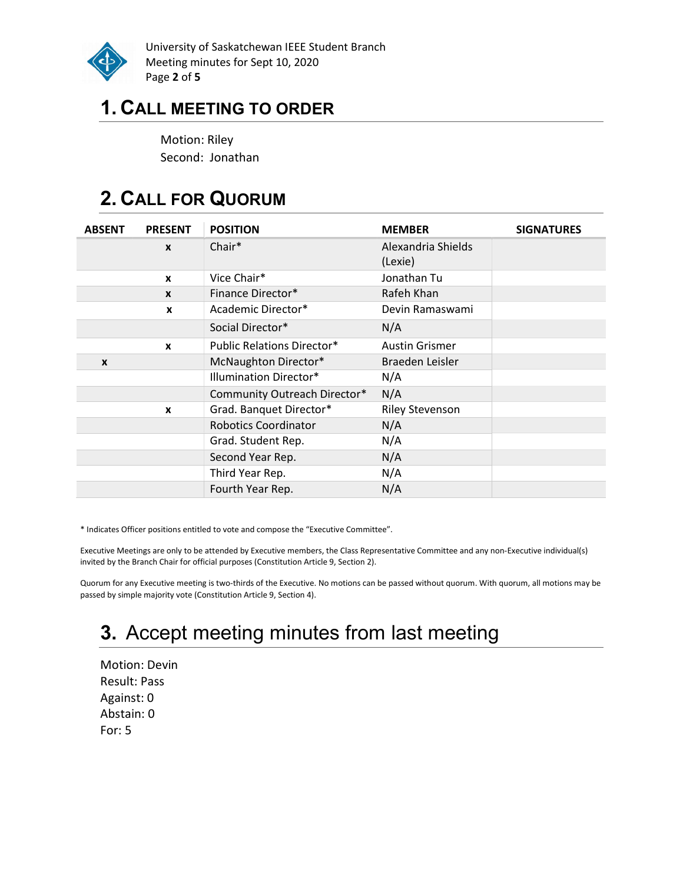# 1. Call Meeting to Order

Motion: Riley
Second: Jonathan

# 2. Call for Quorum

| ABSENT | PRESENT | POSITION | MEMBER | SIGNATURES |
|---|---|---|---|---|
| | x | Chair* | Alexandria Shields (Lexie) | |
| | x | Vice Chair* | Jonathan Tu | |
| | x | Finance Director* | Rafeh Khan | |
| | x | Academic Director* | Devin Ramaswami | |
| | | Social Director* | N/A | |
| | x | Public Relations Director* | Austin Grismer | |
| x | | McNaughton Director* | Braeden Leisler | |
| | | Illumination Director* | N/A | |
| | | Community Outreach Director* | N/A | |
| | x | Grad. Banquet Director* | Riley Stevenson | |
| | | Robotics Coordinator | N/A | |
| | | Grad. Student Rep. | N/A | |
| | | Second Year Rep. | N/A | |
| | | Third Year Rep. | N/A | |
| | | Fourth Year Rep. | N/A | |

* Indicates Officer positions entitled to vote and compose the "Executive Committee".

Executive Meetings are only to be attended by Executive members, the Class Representative Committee and any non-Executive individual(s) invited by the Branch Chair for official purposes (Constitution Article 9, Section 2).

Quorum for any Executive meeting is two-thirds of the Executive. No motions can be passed without quorum. With quorum, all motions may be passed by simple majority vote (Constitution Article 9, Section 4).

# 3. Accept meeting minutes from last meeting

Motion: Devin
Result: Pass
Against: 0
Abstain: 0
For: 5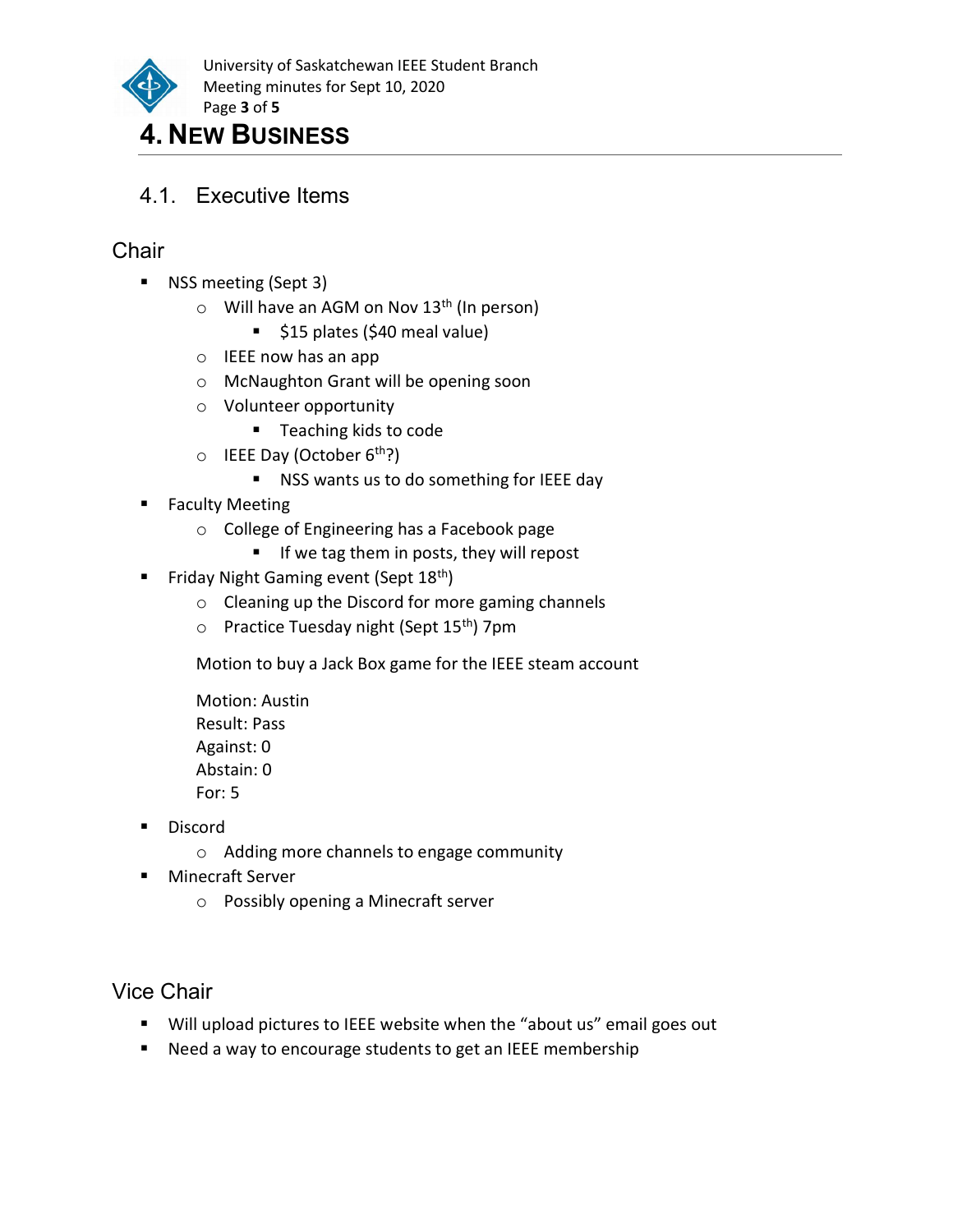# 4. New Business

## 4.1. Executive Items

### Chair

- NSS meeting (Sept 3)
  - Will have an AGM on Nov 13th (In person)
    - $15 plates ($40 meal value)
  - IEEE now has an app
  - McNaughton Grant will be opening soon
  - Volunteer opportunity
    - Teaching kids to code
  - IEEE Day (October 6th?)
    - NSS wants us to do something for IEEE day
- Faculty Meeting
  - College of Engineering has a Facebook page
    - If we tag them in posts, they will repost
- Friday Night Gaming event (Sept 18th)
  - Cleaning up the Discord for more gaming channels
  - Practice Tuesday night (Sept 15th) 7pm

  Motion to buy a Jack Box game for the IEEE steam account

  Motion: Austin
  Result: Pass
  Against: 0
  Abstain: 0
  For: 5

- Discord
  - Adding more channels to engage community
- Minecraft Server
  - Possibly opening a Minecraft server

### Vice Chair

- Will upload pictures to IEEE website when the "about us" email goes out
- Need a way to encourage students to get an IEEE membership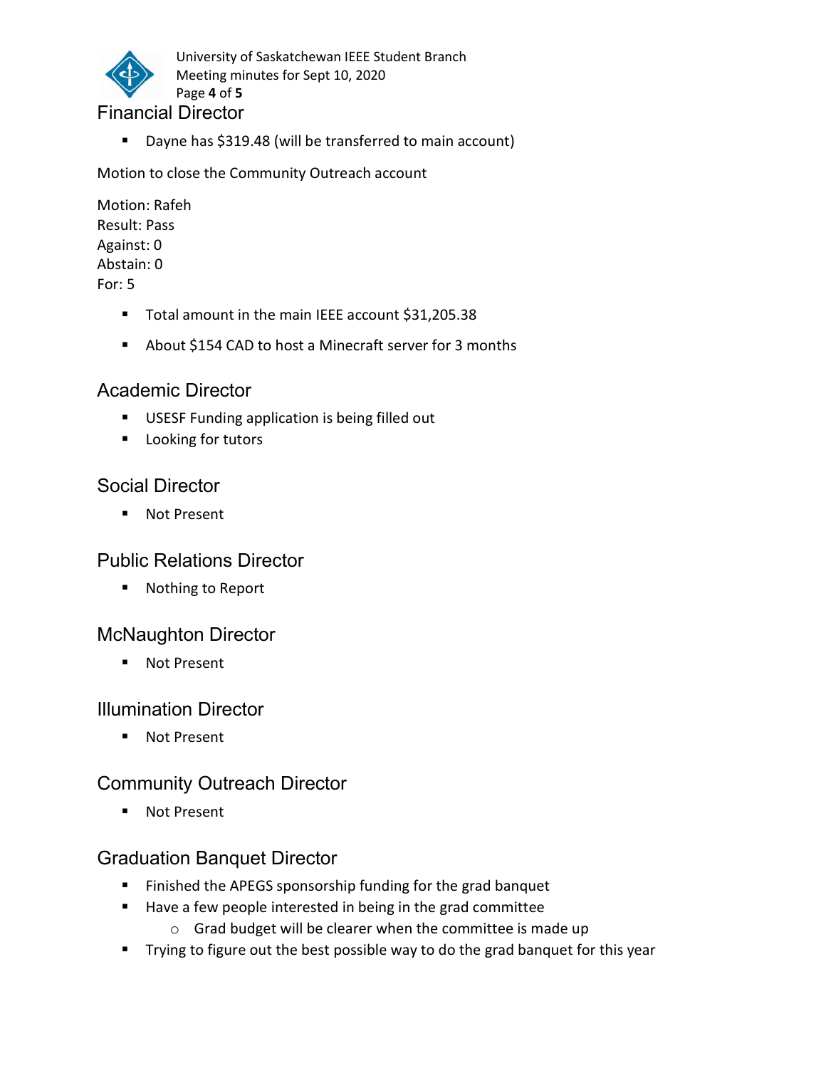## Financial Director

- Dayne has $319.48 (will be transferred to main account)

Motion to close the Community Outreach account

Motion: Rafeh
Result: Pass
Against: 0
Abstain: 0
For: 5

- Total amount in the main IEEE account $31,205.38
- About $154 CAD to host a Minecraft server for 3 months

## Academic Director

- USESF Funding application is being filled out
- Looking for tutors

## Social Director

- Not Present

## Public Relations Director

- Nothing to Report

## McNaughton Director

- Not Present

## Illumination Director

- Not Present

## Community Outreach Director

- Not Present

## Graduation Banquet Director

- Finished the APEGS sponsorship funding for the grad banquet
- Have a few people interested in being in the grad committee
  - Grad budget will be clearer when the committee is made up
- Trying to figure out the best possible way to do the grad banquet for this year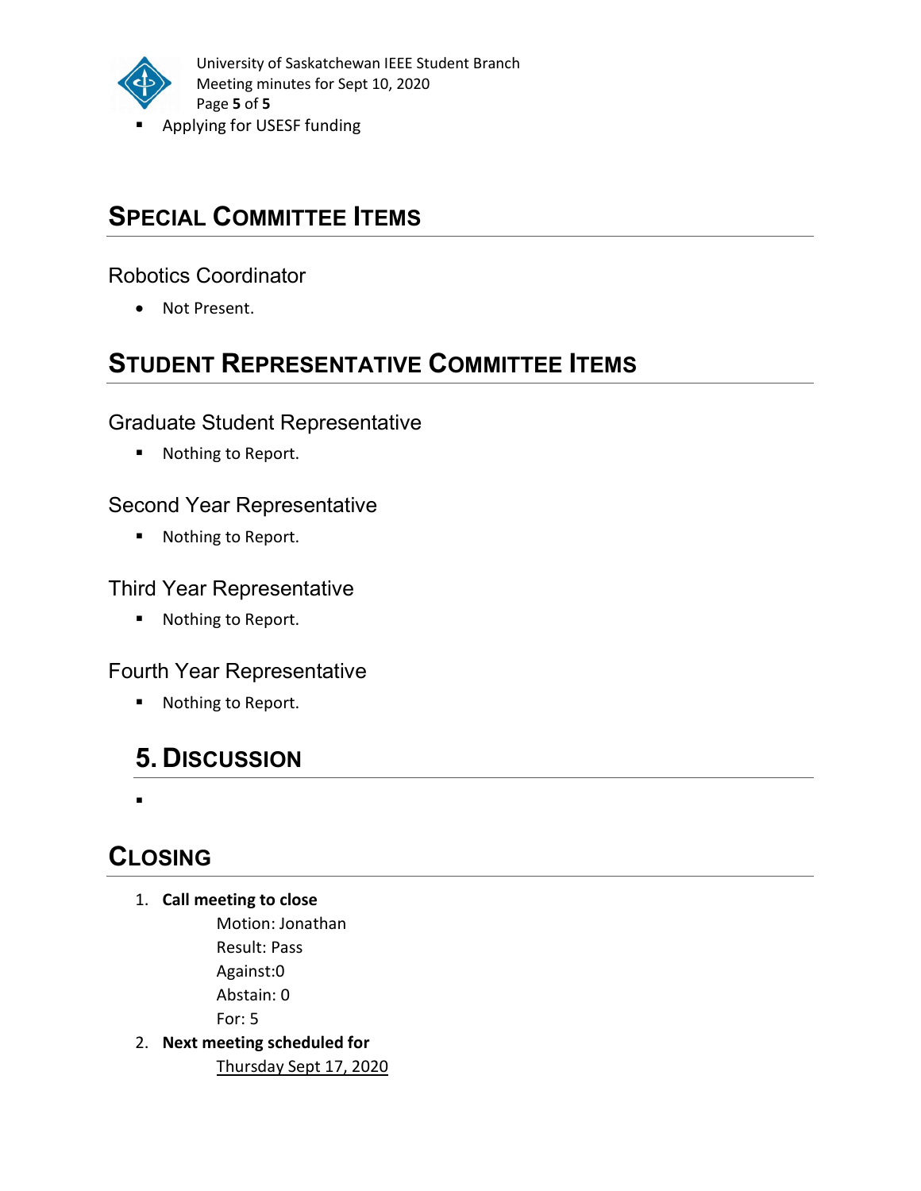- Applying for USESF funding

## SPECIAL COMMITTEE ITEMS

### Robotics Coordinator

- Not Present.

## STUDENT REPRESENTATIVE COMMITTEE ITEMS

### Graduate Student Representative

- Nothing to Report.

### Second Year Representative

- Nothing to Report.

### Third Year Representative

- Nothing to Report.

### Fourth Year Representative

- Nothing to Report.

## 5. DISCUSSION

- 

## CLOSING

1. **Call meeting to close**
   Motion: Jonathan
   Result: Pass
   Against:0
   Abstain: 0
   For: 5
2. **Next meeting scheduled for**
   Thursday Sept 17, 2020